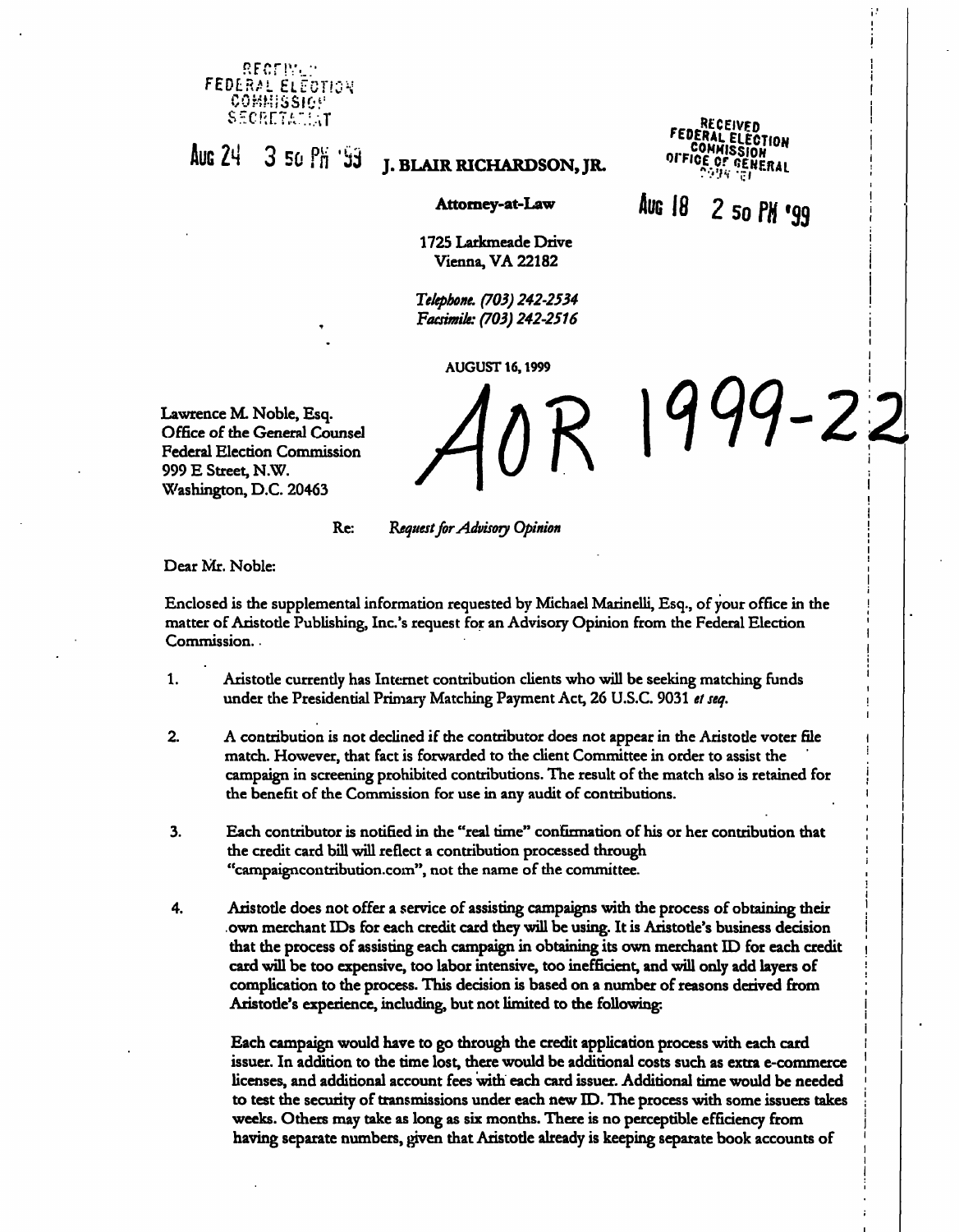RECEIVED
FEDERAL ELECTION
COMMISSION
SECRETARIAT

AUG 24 3 50 PM '99

**J. BLAIR RICHARDSON, JR.**

RECEIVED
FEDERAL ELECTION
COMMISSION
OFFICE OF GENERAL

AUG 18 2 50 PM '99

**Attorney-at-Law**

1725 Larkmeade Drive
Vienna, VA 22182

*Telephone. (703) 242-2534*
*Facsimile: (703) 242-2516*

AUGUST 16, 1999

AOR 1999-22

Lawrence M. Noble, Esq.
Office of the General Counsel
Federal Election Commission
999 E Street, N.W.
Washington, D.C. 20463

Re: *Request for Advisory Opinion*

Dear Mr. Noble:

Enclosed is the supplemental information requested by Michael Marinelli, Esq., of your office in the matter of Aristotle Publishing, Inc.'s request for an Advisory Opinion from the Federal Election Commission.

1. Aristotle currently has Internet contribution clients who will be seeking matching funds under the Presidential Primary Matching Payment Act, 26 U.S.C. 9031 *et seq.*

2. A contribution is not declined if the contributor does not appear in the Aristotle voter file match. However, that fact is forwarded to the client Committee in order to assist the campaign in screening prohibited contributions. The result of the match also is retained for the benefit of the Commission for use in any audit of contributions.

3. Each contributor is notified in the "real time" confirmation of his or her contribution that the credit card bill will reflect a contribution processed through "campaigncontribution.com", not the name of the committee.

4. Aristotle does not offer a service of assisting campaigns with the process of obtaining their own merchant IDs for each credit card they will be using. It is Aristotle's business decision that the process of assisting each campaign in obtaining its own merchant ID for each credit card will be too expensive, too labor intensive, too inefficient, and will only add layers of complication to the process. This decision is based on a number of reasons derived from Aristotle's experience, including, but not limited to the following:

   Each campaign would have to go through the credit application process with each card issuer. In addition to the time lost, there would be additional costs such as extra e-commerce licenses, and additional account fees with each card issuer. Additional time would be needed to test the security of transmissions under each new ID. The process with some issuers takes weeks. Others may take as long as six months. There is no perceptible efficiency from having separate numbers, given that Aristotle already is keeping separate book accounts of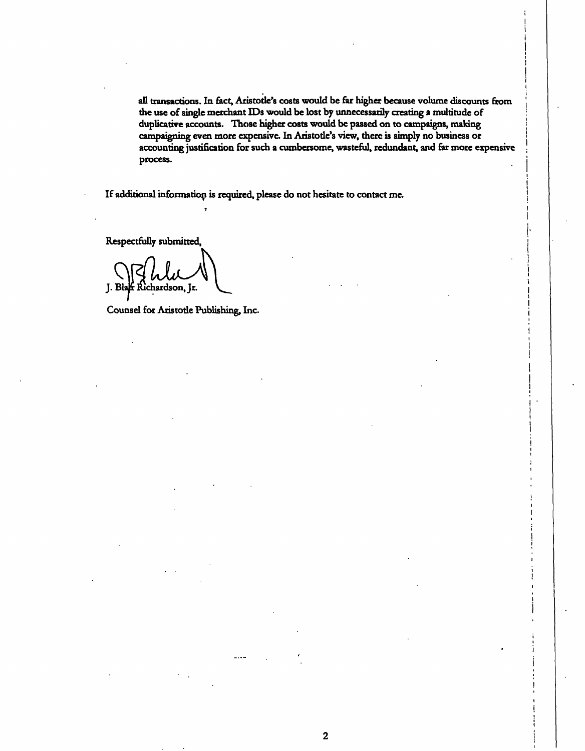all transactions. In fact, Aristotle's costs would be far higher because volume discounts from the use of single merchant IDs would be lost by unnecessarily creating a multitude of duplicative accounts. Those higher costs would be passed on to campaigns, making campaigning even more expensive. In Aristotle's view, there is simply no business or accounting justification for such a cumbersome, wasteful, redundant, and far more expensive process.

If additional information is required, please do not hesitate to contact me.

Respectfully submitted,

J. Blair Richardson, Jr.

Counsel for Aristotle Publishing, Inc.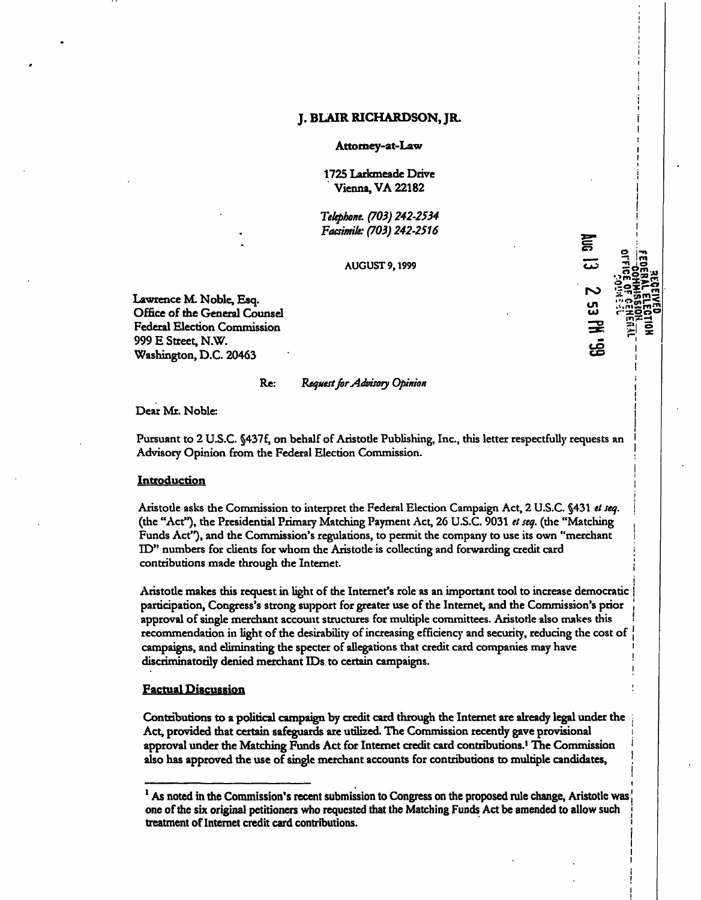# J. BLAIR RICHARDSON, JR.

Attorney-at-Law

1725 Larkmeade Drive
Vienna, VA 22182

*Telephone. (703) 242-2534*
*Facsimile: (703) 242-2516*

AUGUST 9, 1999

RECEIVED
FEDERAL ELECTION
COMMISSION
OFFICE OF GENERAL
COUNSEL

AUG 13 2 53 PM '99

Lawrence M. Noble, Esq.
Office of the General Counsel
Federal Election Commission
999 E Street, N.W.
Washington, D.C. 20463

Re: *Request for Advisory Opinion*

Dear Mr. Noble:

Pursuant to 2 U.S.C. §437f, on behalf of Aristotle Publishing, Inc., this letter respectfully requests an Advisory Opinion from the Federal Election Commission.

## Introduction

Aristotle asks the Commission to interpret the Federal Election Campaign Act, 2 U.S.C. §431 *et seq.* (the "Act"), the Presidential Primary Matching Payment Act, 26 U.S.C. 9031 *et seq.* (the "Matching Funds Act"), and the Commission's regulations, to permit the company to use its own "merchant ID" numbers for clients for whom the Aristotle is collecting and forwarding credit card contributions made through the Internet.

Aristotle makes this request in light of the Internet's role as an important tool to increase democratic participation, Congress's strong support for greater use of the Internet, and the Commission's prior approval of single merchant account structures for multiple committees. Aristotle also makes this recommendation in light of the desirability of increasing efficiency and security, reducing the cost of campaigns, and eliminating the specter of allegations that credit card companies may have discriminatorily denied merchant IDs to certain campaigns.

## Factual Discussion

Contributions to a political campaign by credit card through the Internet are already legal under the Act, provided that certain safeguards are utilized. The Commission recently gave provisional approval under the Matching Funds Act for Internet credit card contributions.[1] The Commission also has approved the use of single merchant accounts for contributions to multiple candidates,

[1] As noted in the Commission's recent submission to Congress on the proposed rule change, Aristotle was one of the six original petitioners who requested that the Matching Funds Act be amended to allow such treatment of Internet credit card contributions.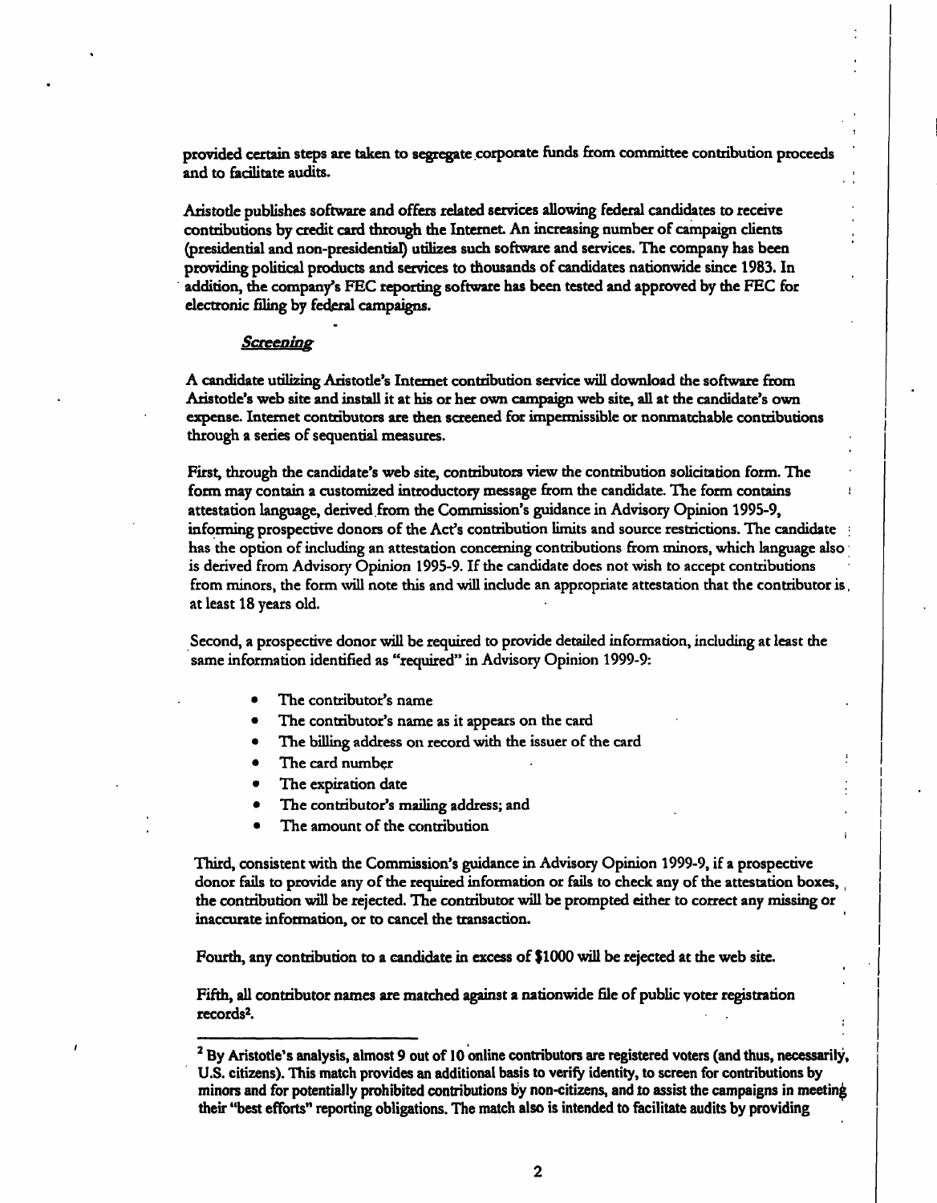provided certain steps are taken to segregate corporate funds from committee contribution proceeds and to facilitate audits.

Aristotle publishes software and offers related services allowing federal candidates to receive contributions by credit card through the Internet. An increasing number of campaign clients (presidential and non-presidential) utilizes such software and services. The company has been providing political products and services to thousands of candidates nationwide since 1983. In addition, the company's FEC reporting software has been tested and approved by the FEC for electronic filing by federal campaigns.

*Screening*

A candidate utilizing Aristotle's Internet contribution service will download the software from Aristotle's web site and install it at his or her own campaign web site, all at the candidate's own expense. Internet contributors are then screened for impermissible or nonmatchable contributions through a series of sequential measures.

First, through the candidate's web site, contributors view the contribution solicitation form. The form may contain a customized introductory message from the candidate. The form contains attestation language, derived from the Commission's guidance in Advisory Opinion 1995-9, informing prospective donors of the Act's contribution limits and source restrictions. The candidate has the option of including an attestation concerning contributions from minors, which language also is derived from Advisory Opinion 1995-9. If the candidate does not wish to accept contributions from minors, the form will note this and will include an appropriate attestation that the contributor is at least 18 years old.

Second, a prospective donor will be required to provide detailed information, including at least the same information identified as "required" in Advisory Opinion 1999-9:

- The contributor's name
- The contributor's name as it appears on the card
- The billing address on record with the issuer of the card
- The card number
- The expiration date
- The contributor's mailing address; and
- The amount of the contribution

Third, consistent with the Commission's guidance in Advisory Opinion 1999-9, if a prospective donor fails to provide any of the required information or fails to check any of the attestation boxes, the contribution will be rejected. The contributor will be prompted either to correct any missing or inaccurate information, or to cancel the transaction.

Fourth, any contribution to a candidate in excess of $1000 will be rejected at the web site.

Fifth, all contributor names are matched against a nationwide file of public voter registration records[2].

[2] By Aristotle's analysis, almost 9 out of 10 online contributors are registered voters (and thus, necessarily, U.S. citizens). This match provides an additional basis to verify identity, to screen for contributions by minors and for potentially prohibited contributions by non-citizens, and to assist the campaigns in meeting their "best efforts" reporting obligations. The match also is intended to facilitate audits by providing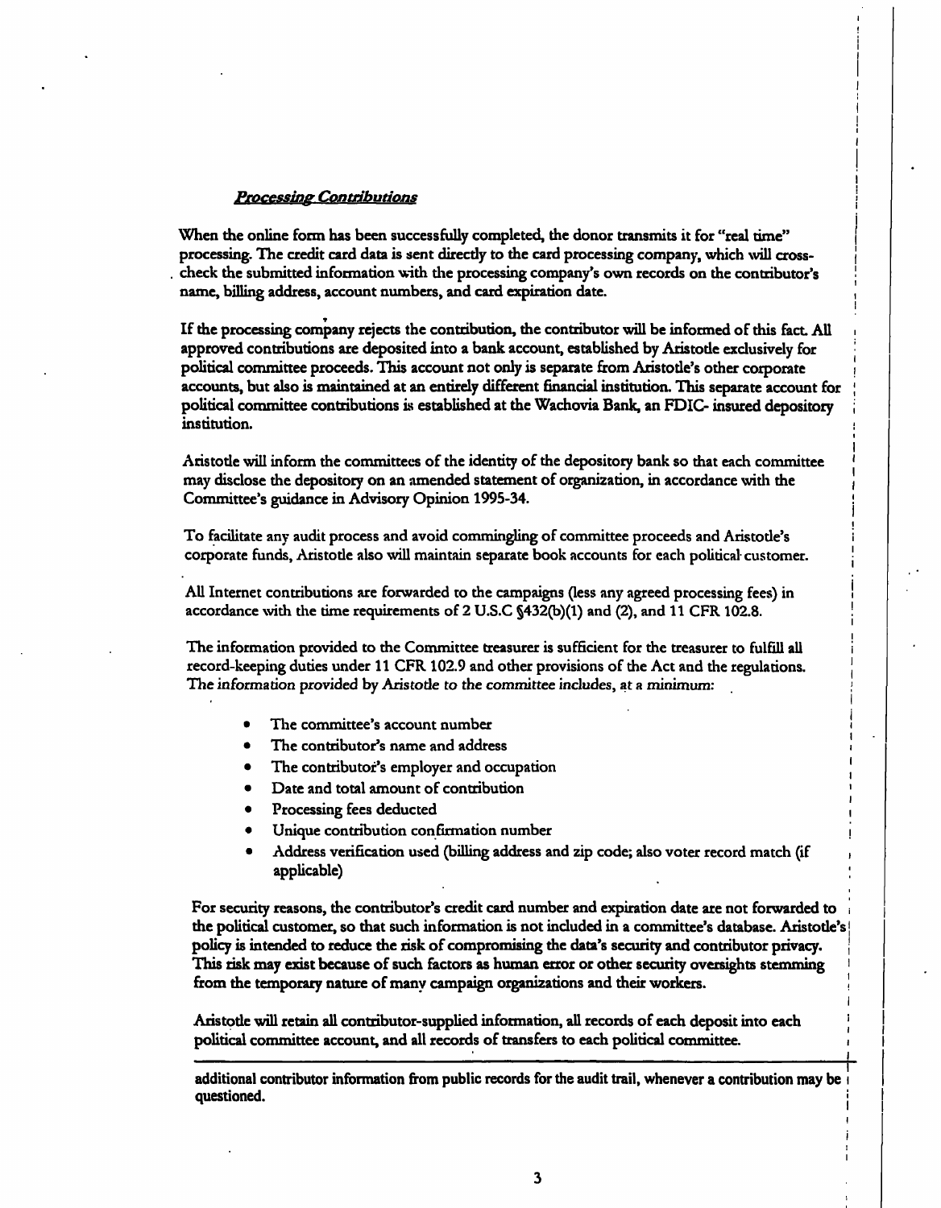***Processing Contributions***

When the online form has been successfully completed, the donor transmits it for "real time" processing. The credit card data is sent directly to the card processing company, which will cross-check the submitted information with the processing company's own records on the contributor's name, billing address, account numbers, and card expiration date.

If the processing company rejects the contribution, the contributor will be informed of this fact. All approved contributions are deposited into a bank account, established by Aristotle exclusively for political committee proceeds. This account not only is separate from Aristotle's other corporate accounts, but also is maintained at an entirely different financial institution. This separate account for political committee contributions is established at the Wachovia Bank, an FDIC- insured depository institution.

Aristotle will inform the committees of the identity of the depository bank so that each committee may disclose the depository on an amended statement of organization, in accordance with the Committee's guidance in Advisory Opinion 1995-34.

To facilitate any audit process and avoid commingling of committee proceeds and Aristotle's corporate funds, Aristotle also will maintain separate book accounts for each political customer.

All Internet contributions are forwarded to the campaigns (less any agreed processing fees) in accordance with the time requirements of 2 U.S.C §432(b)(1) and (2), and 11 CFR 102.8.

The information provided to the Committee treasurer is sufficient for the treasurer to fulfill all record-keeping duties under 11 CFR 102.9 and other provisions of the Act and the regulations. The information provided by Aristotle to the committee includes, at a minimum:

- The committee's account number
- The contributor's name and address
- The contributor's employer and occupation
- Date and total amount of contribution
- Processing fees deducted
- Unique contribution confirmation number
- Address verification used (billing address and zip code; also voter record match (if applicable)

For security reasons, the contributor's credit card number and expiration date are not forwarded to the political customer, so that such information is not included in a committee's database. Aristotle's policy is intended to reduce the risk of compromising the data's security and contributor privacy. This risk may exist because of such factors as human error or other security oversights stemming from the temporary nature of many campaign organizations and their workers.

Aristotle will retain all contributor-supplied information, all records of each deposit into each political committee account, and all records of transfers to each political committee.

**additional contributor information from public records for the audit trail, whenever a contribution may be questioned.**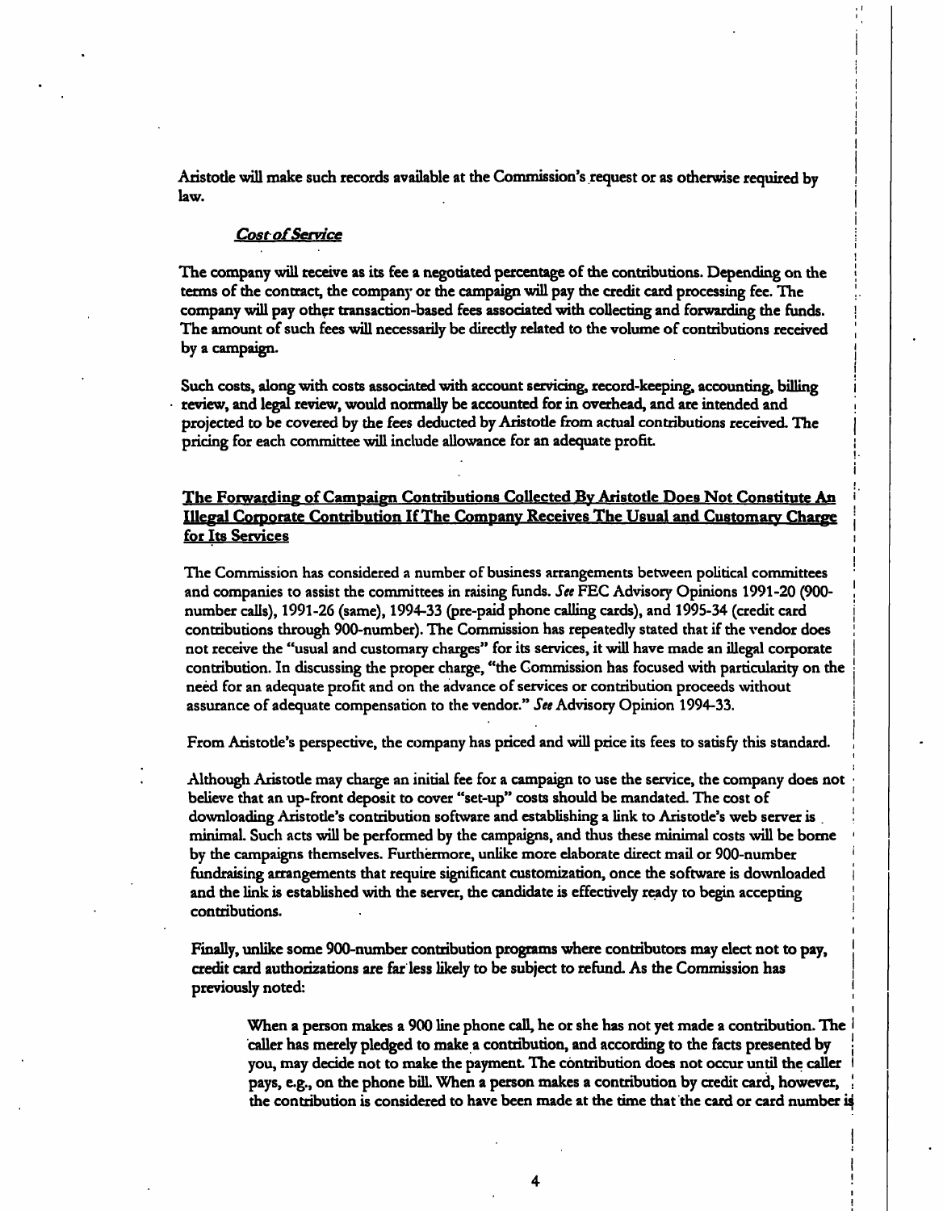Aristotle will make such records available at the Commission's request or as otherwise required by law.

*Cost of Service*

The company will receive as its fee a negotiated percentage of the contributions. Depending on the terms of the contract, the company or the campaign will pay the credit card processing fee. The company will pay other transaction-based fees associated with collecting and forwarding the funds. The amount of such fees will necessarily be directly related to the volume of contributions received by a campaign.

Such costs, along with costs associated with account servicing, record-keeping, accounting, billing review, and legal review, would normally be accounted for in overhead, and are intended and projected to be covered by the fees deducted by Aristotle from actual contributions received. The pricing for each committee will include allowance for an adequate profit.

**The Forwarding of Campaign Contributions Collected By Aristotle Does Not Constitute An Illegal Corporate Contribution If The Company Receives The Usual and Customary Charge for Its Services**

The Commission has considered a number of business arrangements between political committees and companies to assist the committees in raising funds. *See* FEC Advisory Opinions 1991-20 (900-number calls), 1991-26 (same), 1994-33 (pre-paid phone calling cards), and 1995-34 (credit card contributions through 900-number). The Commission has repeatedly stated that if the vendor does not receive the "usual and customary charges" for its services, it will have made an illegal corporate contribution. In discussing the proper charge, "the Commission has focused with particularity on the need for an adequate profit and on the advance of services or contribution proceeds without assurance of adequate compensation to the vendor." *See* Advisory Opinion 1994-33.

From Aristotle's perspective, the company has priced and will price its fees to satisfy this standard.

Although Aristotle may charge an initial fee for a campaign to use the service, the company does not believe that an up-front deposit to cover "set-up" costs should be mandated. The cost of downloading Aristotle's contribution software and establishing a link to Aristotle's web server is minimal. Such acts will be performed by the campaigns, and thus these minimal costs will be borne by the campaigns themselves. Furthermore, unlike more elaborate direct mail or 900-number fundraising arrangements that require significant customization, once the software is downloaded and the link is established with the server, the candidate is effectively ready to begin accepting contributions.

Finally, unlike some 900-number contribution programs where contributors may elect not to pay, credit card authorizations are far less likely to be subject to refund. As the Commission has previously noted:

> When a person makes a 900 line phone call, he or she has not yet made a contribution. The caller has merely pledged to make a contribution, and according to the facts presented by you, may decide not to make the payment. The contribution does not occur until the caller pays, e.g., on the phone bill. When a person makes a contribution by credit card, however, the contribution is considered to have been made at the time that the card or card number is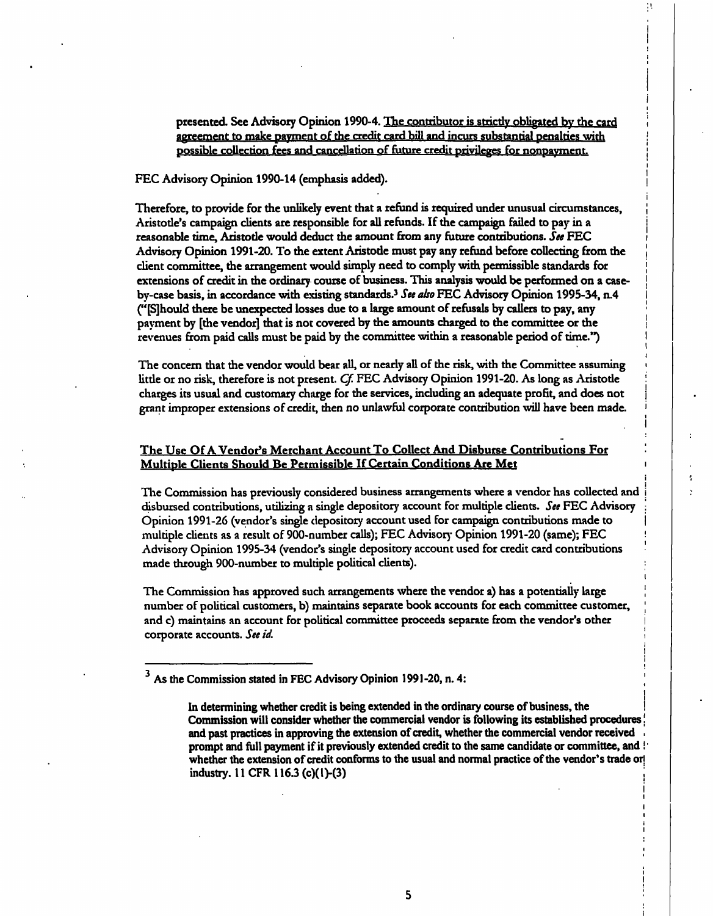> presented. See Advisory Opinion 1990-4. <u>The contributor is strictly obligated by the card agreement to make payment of the credit card bill and incurs substantial penalties with possible collection fees and cancellation of future credit privileges for nonpayment.</u>

FEC Advisory Opinion 1990-14 (emphasis added).

Therefore, to provide for the unlikely event that a refund is required under unusual circumstances, Aristotle's campaign clients are responsible for all refunds. If the campaign failed to pay in a reasonable time, Aristotle would deduct the amount from any future contributions. *See* FEC Advisory Opinion 1991-20. To the extent Aristotle must pay any refund before collecting from the client committee, the arrangement would simply need to comply with permissible standards for extensions of credit in the ordinary course of business. This analysis would be performed on a case-by-case basis, in accordance with existing standards.[3] *See also* FEC Advisory Opinion 1995-34, n.4 ("[S]hould there be unexpected losses due to a large amount of refusals by callers to pay, any payment by [the vendor] that is not covered by the amounts charged to the committee or the revenues from paid calls must be paid by the committee within a reasonable period of time.")

The concern that the vendor would bear all, or nearly all of the risk, with the Committee assuming little or no risk, therefore is not present. *Cf.* FEC Advisory Opinion 1991-20. As long as Aristotle charges its usual and customary charge for the services, including an adequate profit, and does not grant improper extensions of credit, then no unlawful corporate contribution will have been made.

## <u>The Use Of A Vendor's Merchant Account To Collect And Disburse Contributions For Multiple Clients Should Be Permissible If Certain Conditions Are Met</u>

The Commission has previously considered business arrangements where a vendor has collected and disbursed contributions, utilizing a single depository account for multiple clients. *See* FEC Advisory Opinion 1991-26 (vendor's single depository account used for campaign contributions made to multiple clients as a result of 900-number calls); FEC Advisory Opinion 1991-20 (same); FEC Advisory Opinion 1995-34 (vendor's single depository account used for credit card contributions made through 900-number to multiple political clients).

The Commission has approved such arrangements where the vendor a) has a potentially large number of political customers, b) maintains separate book accounts for each committee customer, and c) maintains an account for political committee proceeds separate from the vendor's other corporate accounts. *See id.*

---

[3] As the Commission stated in FEC Advisory Opinion 1991-20, n. 4:

> **In determining whether credit is being extended in the ordinary course of business, the Commission will consider whether the commercial vendor is following its established procedures and past practices in approving the extension of credit, whether the commercial vendor received prompt and full payment if it previously extended credit to the same candidate or committee, and whether the extension of credit conforms to the usual and normal practice of the vendor's trade or industry. 11 CFR 116.3 (c)(1)-(3)**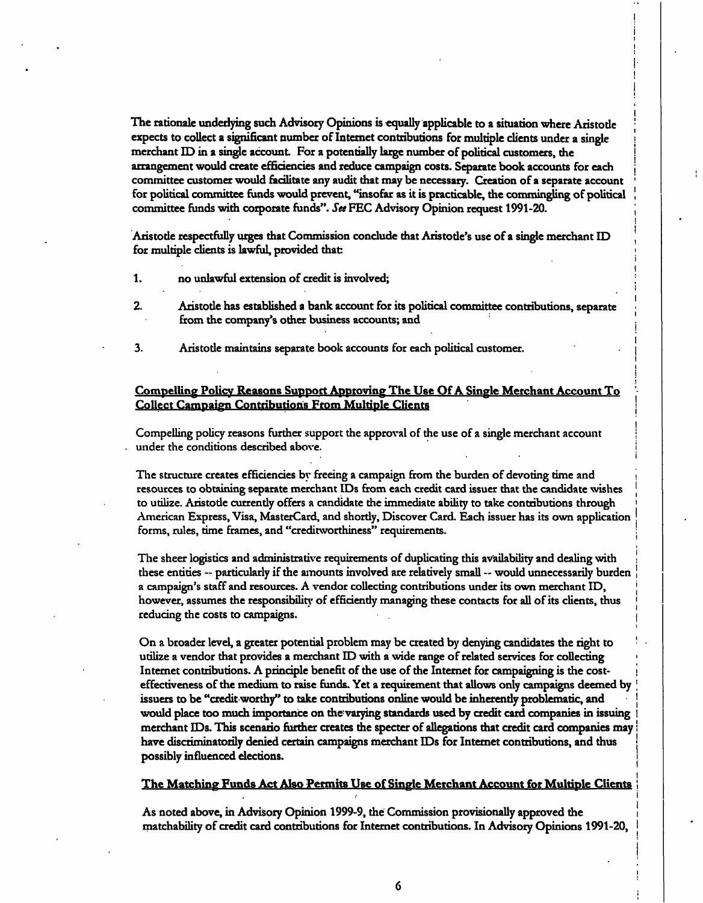The rationale underlying such Advisory Opinions is equally applicable to a situation where Aristotle expects to collect a significant number of Internet contributions for multiple clients under a single merchant ID in a single account. For a potentially large number of political customers, the arrangement would create efficiencies and reduce campaign costs. Separate book accounts for each committee customer would facilitate any audit that may be necessary. Creation of a separate account for political committee funds would prevent, "insofar as it is practicable, the commingling of political committee funds with corporate funds". *See* FEC Advisory Opinion request 1991-20.

Aristotle respectfully urges that Commission conclude that Aristotle's use of a single merchant ID for multiple clients is lawful, provided that:

1. no unlawful extension of credit is involved;

2. Aristotle has established a bank account for its political committee contributions, separate from the company's other business accounts; and

3. Aristotle maintains separate book accounts for each political customer.

<u>Compelling Policy Reasons Support Approving The Use Of A Single Merchant Account To Collect Campaign Contributions From Multiple Clients</u>

Compelling policy reasons further support the approval of the use of a single merchant account under the conditions described above.

The structure creates efficiencies by freeing a campaign from the burden of devoting time and resources to obtaining separate merchant IDs from each credit card issuer that the candidate wishes to utilize. Aristotle currently offers a candidate the immediate ability to take contributions through American Express, Visa, MasterCard, and shortly, Discover Card. Each issuer has its own application forms, rules, time frames, and "creditworthiness" requirements.

The sheer logistics and administrative requirements of duplicating this availability and dealing with these entities -- particularly if the amounts involved are relatively small -- would unnecessarily burden a campaign's staff and resources. A vendor collecting contributions under its own merchant ID, however, assumes the responsibility of efficiently managing these contacts for all of its clients, thus reducing the costs to campaigns.

On a broader level, a greater potential problem may be created by denying candidates the right to utilize a vendor that provides a merchant ID with a wide range of related services for collecting Internet contributions. A principle benefit of the use of the Internet for campaigning is the cost-effectiveness of the medium to raise funds. Yet a requirement that allows only campaigns deemed by issuers to be "credit worthy" to take contributions online would be inherently problematic, and would place too much importance on the varying standards used by credit card companies in issuing merchant IDs. This scenario further creates the specter of allegations that credit card companies may have discriminatorily denied certain campaigns merchant IDs for Internet contributions, and thus possibly influenced elections.

<u>The Matching Funds Act Also Permits Use of Single Merchant Account for Multiple Clients</u>

As noted above, in Advisory Opinion 1999-9, the Commission provisionally approved the matchability of credit card contributions for Internet contributions. In Advisory Opinions 1991-20,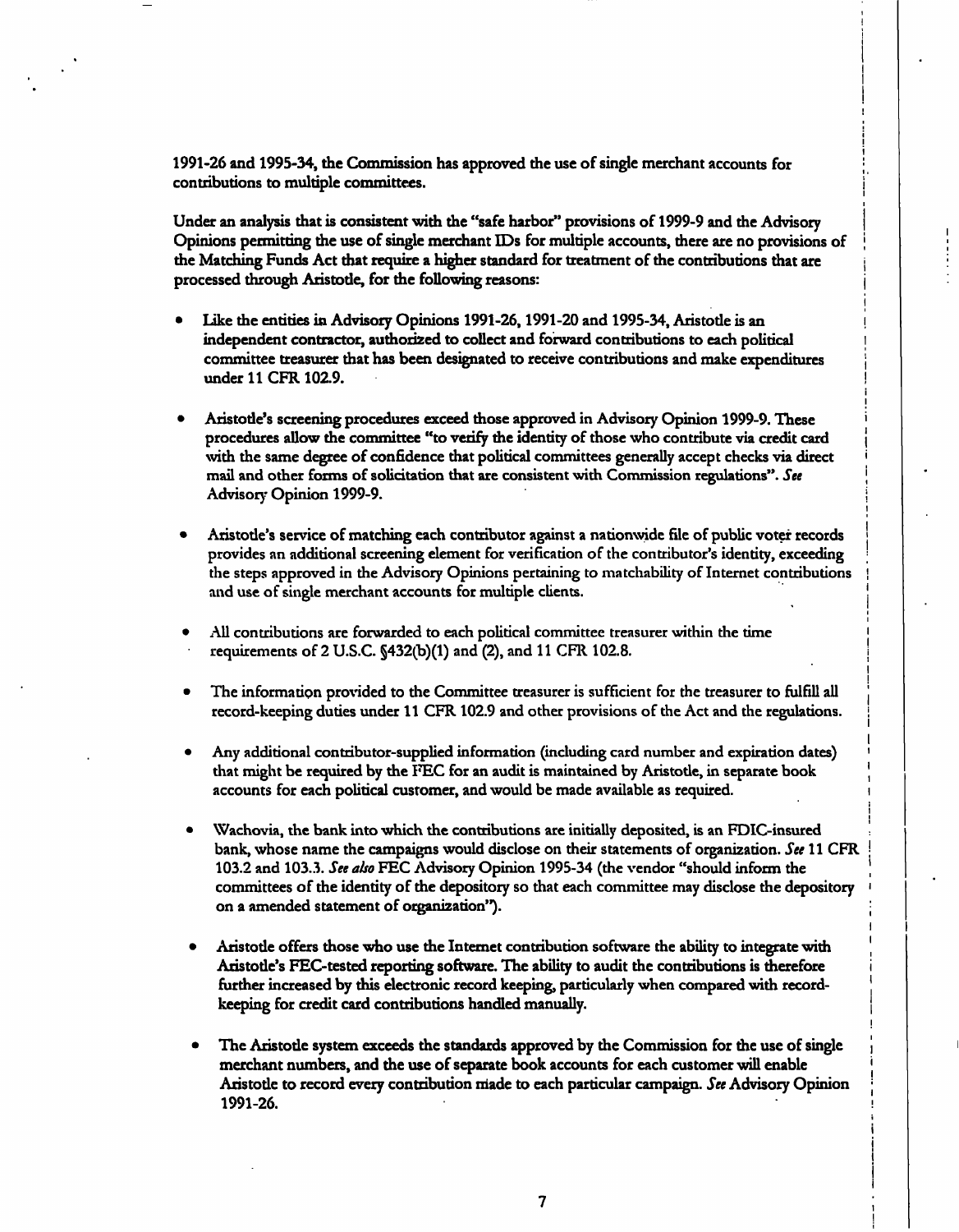1991-26 and 1995-34, the Commission has approved the use of single merchant accounts for contributions to multiple committees.

Under an analysis that is consistent with the "safe harbor" provisions of 1999-9 and the Advisory Opinions permitting the use of single merchant IDs for multiple accounts, there are no provisions of the Matching Funds Act that require a higher standard for treatment of the contributions that are processed through Aristotle, for the following reasons:

- Like the entities in Advisory Opinions 1991-26, 1991-20 and 1995-34, Aristotle is an independent contractor, authorized to collect and forward contributions to each political committee treasurer that has been designated to receive contributions and make expenditures under 11 CFR 102.9.

- Aristotle's screening procedures exceed those approved in Advisory Opinion 1999-9. These procedures allow the committee "to verify the identity of those who contribute via credit card with the same degree of confidence that political committees generally accept checks via direct mail and other forms of solicitation that are consistent with Commission regulations". *See* Advisory Opinion 1999-9.

- Aristotle's service of matching each contributor against a nationwide file of public voter records provides an additional screening element for verification of the contributor's identity, exceeding the steps approved in the Advisory Opinions pertaining to matchability of Internet contributions and use of single merchant accounts for multiple clients.

- All contributions are forwarded to each political committee treasurer within the time requirements of 2 U.S.C. §432(b)(1) and (2), and 11 CFR 102.8.

- The information provided to the Committee treasurer is sufficient for the treasurer to fulfill all record-keeping duties under 11 CFR 102.9 and other provisions of the Act and the regulations.

- Any additional contributor-supplied information (including card number and expiration dates) that might be required by the FEC for an audit is maintained by Aristotle, in separate book accounts for each political customer, and would be made available as required.

- Wachovia, the bank into which the contributions are initially deposited, is an FDIC-insured bank, whose name the campaigns would disclose on their statements of organization. *See* 11 CFR 103.2 and 103.3. *See also* FEC Advisory Opinion 1995-34 (the vendor "should inform the committees of the identity of the depository so that each committee may disclose the depository on a amended statement of organization").

- Aristotle offers those who use the Internet contribution software the ability to integrate with Aristotle's FEC-tested reporting software. The ability to audit the contributions is therefore further increased by this electronic record keeping, particularly when compared with record-keeping for credit card contributions handled manually.

- The Aristotle system exceeds the standards approved by the Commission for the use of single merchant numbers, and the use of separate book accounts for each customer will enable Aristotle to record every contribution made to each particular campaign. *See* Advisory Opinion 1991-26.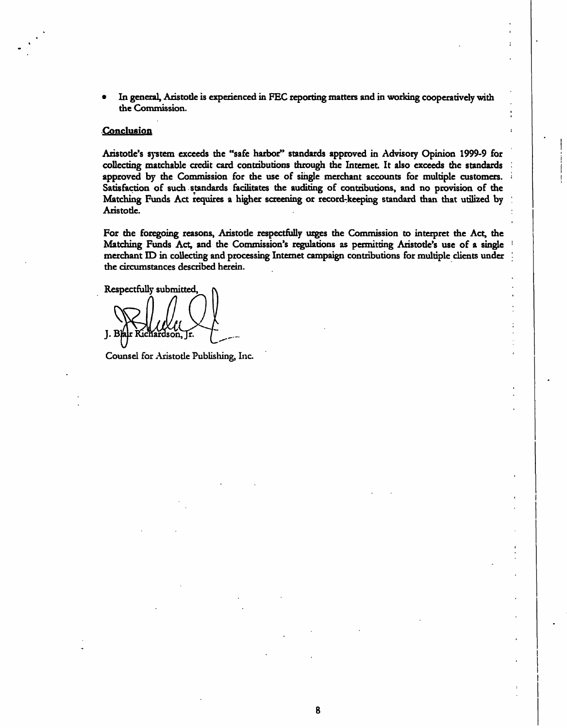- In general, Aristotle is experienced in FEC reporting matters and in working cooperatively with the Commission.

**Conclusion**

Aristotle's system exceeds the "safe harbor" standards approved in Advisory Opinion 1999-9 for collecting matchable credit card contributions through the Internet. It also exceeds the standards approved by the Commission for the use of single merchant accounts for multiple customers. Satisfaction of such standards facilitates the auditing of contributions, and no provision of the Matching Funds Act requires a higher screening or record-keeping standard than that utilized by Aristotle.

For the foregoing reasons, Aristotle respectfully urges the Commission to interpret the Act, the Matching Funds Act, and the Commission's regulations as permitting Aristotle's use of a single merchant ID in collecting and processing Internet campaign contributions for multiple clients under the circumstances described herein.

Respectfully submitted,

J. Blair Richardson, Jr.

Counsel for Aristotle Publishing, Inc.